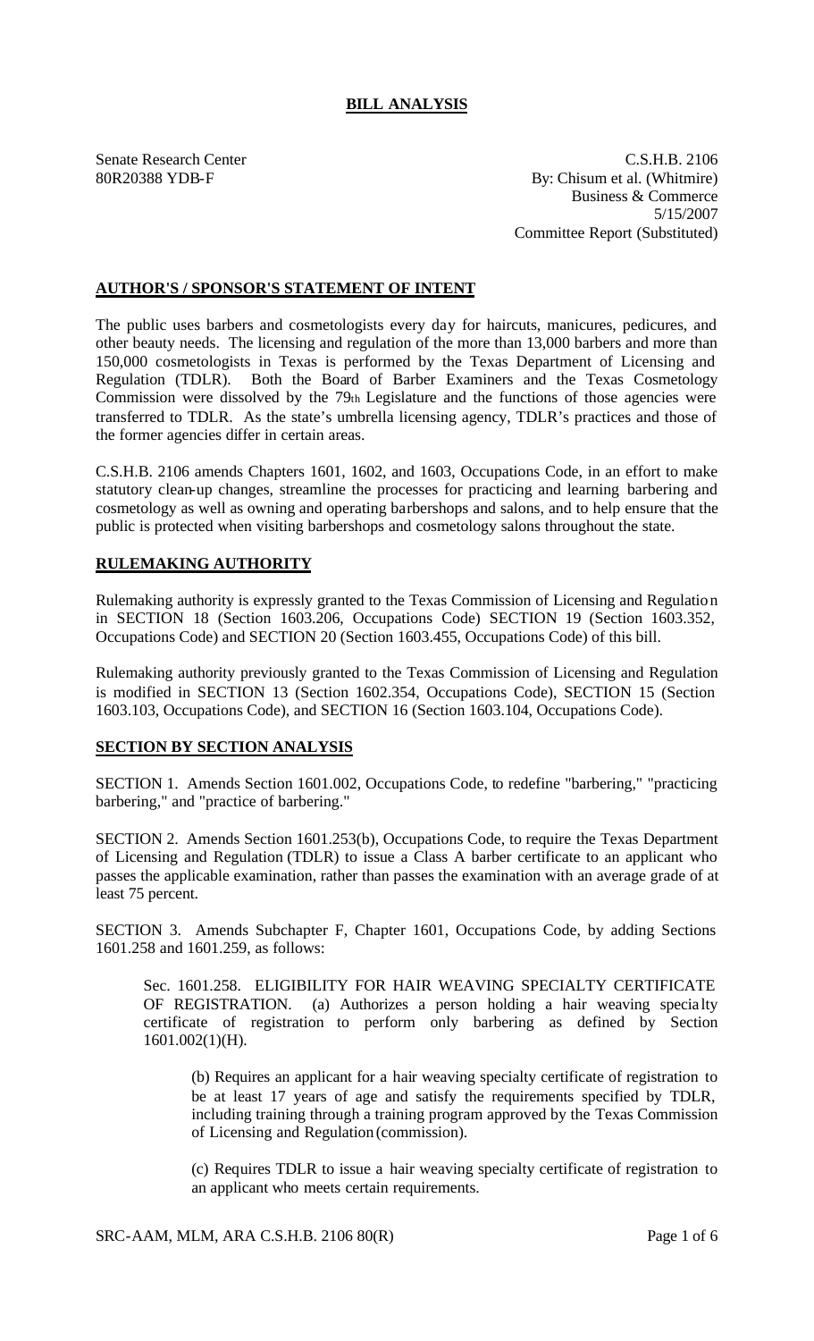# BILL ANALYSIS

Senate Research Center
80R20388 YDB-F

C.S.H.B. 2106
By: Chisum et al. (Whitmire)
Business & Commerce
5/15/2007
Committee Report (Substituted)

## AUTHOR'S / SPONSOR'S STATEMENT OF INTENT

The public uses barbers and cosmetologists every day for haircuts, manicures, pedicures, and other beauty needs. The licensing and regulation of the more than 13,000 barbers and more than 150,000 cosmetologists in Texas is performed by the Texas Department of Licensing and Regulation (TDLR). Both the Board of Barber Examiners and the Texas Cosmetology Commission were dissolved by the 79th Legislature and the functions of those agencies were transferred to TDLR. As the state's umbrella licensing agency, TDLR's practices and those of the former agencies differ in certain areas.

C.S.H.B. 2106 amends Chapters 1601, 1602, and 1603, Occupations Code, in an effort to make statutory clean-up changes, streamline the processes for practicing and learning barbering and cosmetology as well as owning and operating barbershops and salons, and to help ensure that the public is protected when visiting barbershops and cosmetology salons throughout the state.

## RULEMAKING AUTHORITY

Rulemaking authority is expressly granted to the Texas Commission of Licensing and Regulation in SECTION 18 (Section 1603.206, Occupations Code) SECTION 19 (Section 1603.352, Occupations Code) and SECTION 20 (Section 1603.455, Occupations Code) of this bill.

Rulemaking authority previously granted to the Texas Commission of Licensing and Regulation is modified in SECTION 13 (Section 1602.354, Occupations Code), SECTION 15 (Section 1603.103, Occupations Code), and SECTION 16 (Section 1603.104, Occupations Code).

## SECTION BY SECTION ANALYSIS

SECTION 1. Amends Section 1601.002, Occupations Code, to redefine "barbering," "practicing barbering," and "practice of barbering."

SECTION 2. Amends Section 1601.253(b), Occupations Code, to require the Texas Department of Licensing and Regulation (TDLR) to issue a Class A barber certificate to an applicant who passes the applicable examination, rather than passes the examination with an average grade of at least 75 percent.

SECTION 3. Amends Subchapter F, Chapter 1601, Occupations Code, by adding Sections 1601.258 and 1601.259, as follows:

Sec. 1601.258. ELIGIBILITY FOR HAIR WEAVING SPECIALTY CERTIFICATE OF REGISTRATION. (a) Authorizes a person holding a hair weaving specialty certificate of registration to perform only barbering as defined by Section 1601.002(1)(H).

(b) Requires an applicant for a hair weaving specialty certificate of registration to be at least 17 years of age and satisfy the requirements specified by TDLR, including training through a training program approved by the Texas Commission of Licensing and Regulation (commission).

(c) Requires TDLR to issue a hair weaving specialty certificate of registration to an applicant who meets certain requirements.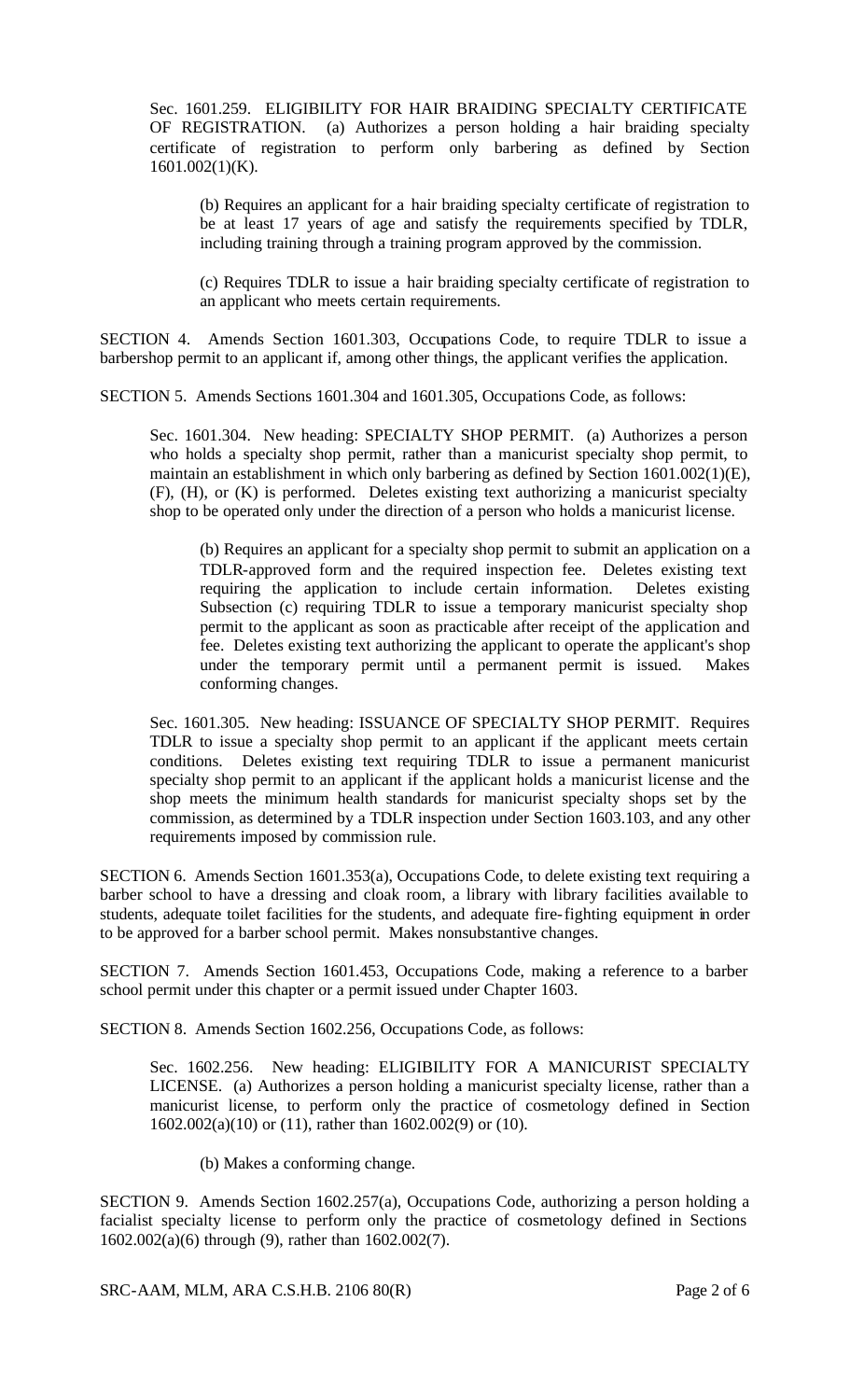Sec. 1601.259. ELIGIBILITY FOR HAIR BRAIDING SPECIALTY CERTIFICATE OF REGISTRATION. (a) Authorizes a person holding a hair braiding specialty certificate of registration to perform only barbering as defined by Section 1601.002(1)(K).

> (b) Requires an applicant for a hair braiding specialty certificate of registration to be at least 17 years of age and satisfy the requirements specified by TDLR, including training through a training program approved by the commission.
>
> (c) Requires TDLR to issue a hair braiding specialty certificate of registration to an applicant who meets certain requirements.

SECTION 4. Amends Section 1601.303, Occupations Code, to require TDLR to issue a barbershop permit to an applicant if, among other things, the applicant verifies the application.

SECTION 5. Amends Sections 1601.304 and 1601.305, Occupations Code, as follows:

> Sec. 1601.304. New heading: SPECIALTY SHOP PERMIT. (a) Authorizes a person who holds a specialty shop permit, rather than a manicurist specialty shop permit, to maintain an establishment in which only barbering as defined by Section 1601.002(1)(E), (F), (H), or (K) is performed. Deletes existing text authorizing a manicurist specialty shop to be operated only under the direction of a person who holds a manicurist license.
>
> > (b) Requires an applicant for a specialty shop permit to submit an application on a TDLR-approved form and the required inspection fee. Deletes existing text requiring the application to include certain information. Deletes existing Subsection (c) requiring TDLR to issue a temporary manicurist specialty shop permit to the applicant as soon as practicable after receipt of the application and fee. Deletes existing text authorizing the applicant to operate the applicant's shop under the temporary permit until a permanent permit is issued. Makes conforming changes.
>
> Sec. 1601.305. New heading: ISSUANCE OF SPECIALTY SHOP PERMIT. Requires TDLR to issue a specialty shop permit to an applicant if the applicant meets certain conditions. Deletes existing text requiring TDLR to issue a permanent manicurist specialty shop permit to an applicant if the applicant holds a manicurist license and the shop meets the minimum health standards for manicurist specialty shops set by the commission, as determined by a TDLR inspection under Section 1603.103, and any other requirements imposed by commission rule.

SECTION 6. Amends Section 1601.353(a), Occupations Code, to delete existing text requiring a barber school to have a dressing and cloak room, a library with library facilities available to students, adequate toilet facilities for the students, and adequate fire-fighting equipment in order to be approved for a barber school permit. Makes nonsubstantive changes.

SECTION 7. Amends Section 1601.453, Occupations Code, making a reference to a barber school permit under this chapter or a permit issued under Chapter 1603.

SECTION 8. Amends Section 1602.256, Occupations Code, as follows:

> Sec. 1602.256. New heading: ELIGIBILITY FOR A MANICURIST SPECIALTY LICENSE. (a) Authorizes a person holding a manicurist specialty license, rather than a manicurist license, to perform only the practice of cosmetology defined in Section 1602.002(a)(10) or (11), rather than 1602.002(9) or (10).
>
> > (b) Makes a conforming change.

SECTION 9. Amends Section 1602.257(a), Occupations Code, authorizing a person holding a facialist specialty license to perform only the practice of cosmetology defined in Sections 1602.002(a)(6) through (9), rather than 1602.002(7).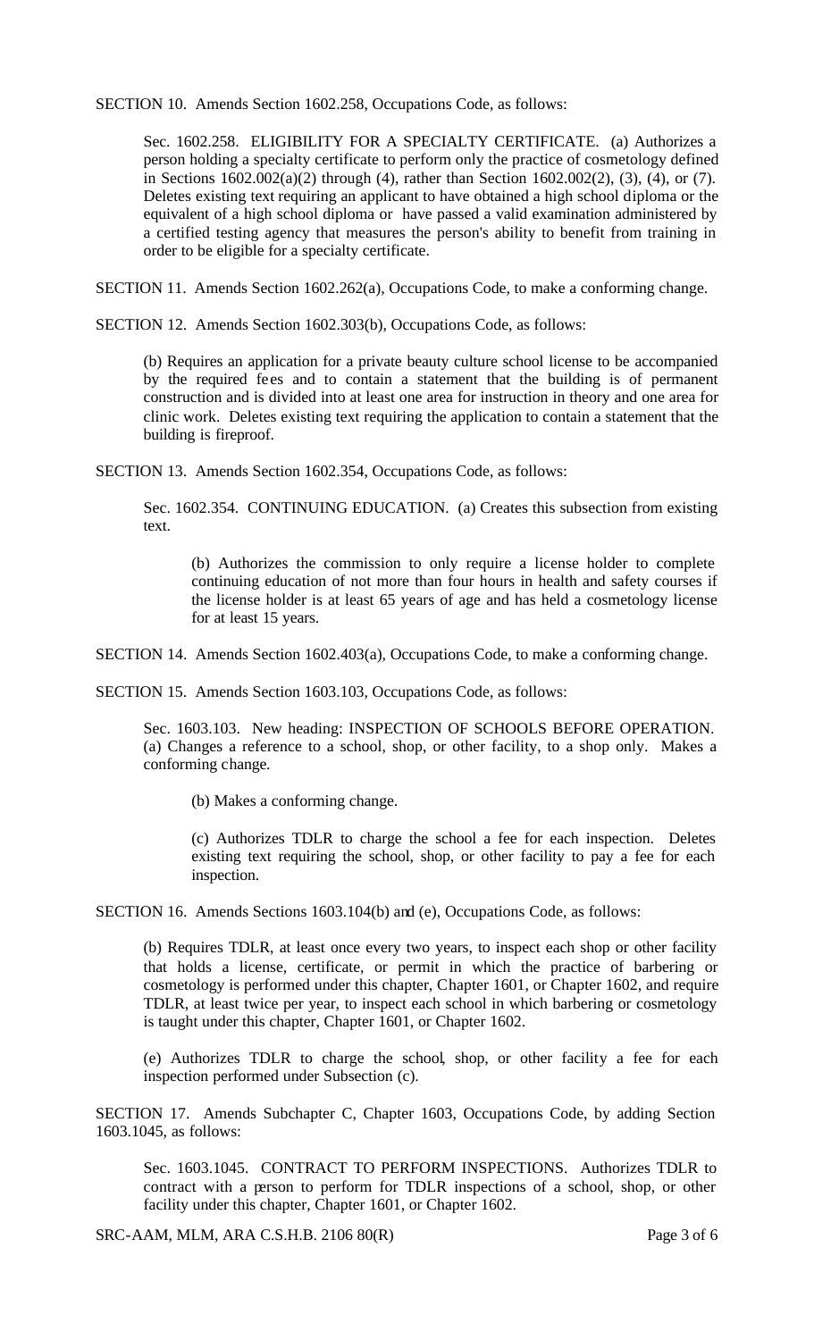SECTION 10. Amends Section 1602.258, Occupations Code, as follows:

Sec. 1602.258. ELIGIBILITY FOR A SPECIALTY CERTIFICATE. (a) Authorizes a person holding a specialty certificate to perform only the practice of cosmetology defined in Sections 1602.002(a)(2) through (4), rather than Section 1602.002(2), (3), (4), or (7). Deletes existing text requiring an applicant to have obtained a high school diploma or the equivalent of a high school diploma or have passed a valid examination administered by a certified testing agency that measures the person's ability to benefit from training in order to be eligible for a specialty certificate.

SECTION 11. Amends Section 1602.262(a), Occupations Code, to make a conforming change.

SECTION 12. Amends Section 1602.303(b), Occupations Code, as follows:

(b) Requires an application for a private beauty culture school license to be accompanied by the required fees and to contain a statement that the building is of permanent construction and is divided into at least one area for instruction in theory and one area for clinic work. Deletes existing text requiring the application to contain a statement that the building is fireproof.

SECTION 13. Amends Section 1602.354, Occupations Code, as follows:

Sec. 1602.354. CONTINUING EDUCATION. (a) Creates this subsection from existing text.

(b) Authorizes the commission to only require a license holder to complete continuing education of not more than four hours in health and safety courses if the license holder is at least 65 years of age and has held a cosmetology license for at least 15 years.

SECTION 14. Amends Section 1602.403(a), Occupations Code, to make a conforming change.

SECTION 15. Amends Section 1603.103, Occupations Code, as follows:

Sec. 1603.103. New heading: INSPECTION OF SCHOOLS BEFORE OPERATION. (a) Changes a reference to a school, shop, or other facility, to a shop only. Makes a conforming change.

(b) Makes a conforming change.

(c) Authorizes TDLR to charge the school a fee for each inspection. Deletes existing text requiring the school, shop, or other facility to pay a fee for each inspection.

SECTION 16. Amends Sections 1603.104(b) and (e), Occupations Code, as follows:

(b) Requires TDLR, at least once every two years, to inspect each shop or other facility that holds a license, certificate, or permit in which the practice of barbering or cosmetology is performed under this chapter, Chapter 1601, or Chapter 1602, and require TDLR, at least twice per year, to inspect each school in which barbering or cosmetology is taught under this chapter, Chapter 1601, or Chapter 1602.

(e) Authorizes TDLR to charge the school, shop, or other facility a fee for each inspection performed under Subsection (c).

SECTION 17. Amends Subchapter C, Chapter 1603, Occupations Code, by adding Section 1603.1045, as follows:

Sec. 1603.1045. CONTRACT TO PERFORM INSPECTIONS. Authorizes TDLR to contract with a person to perform for TDLR inspections of a school, shop, or other facility under this chapter, Chapter 1601, or Chapter 1602.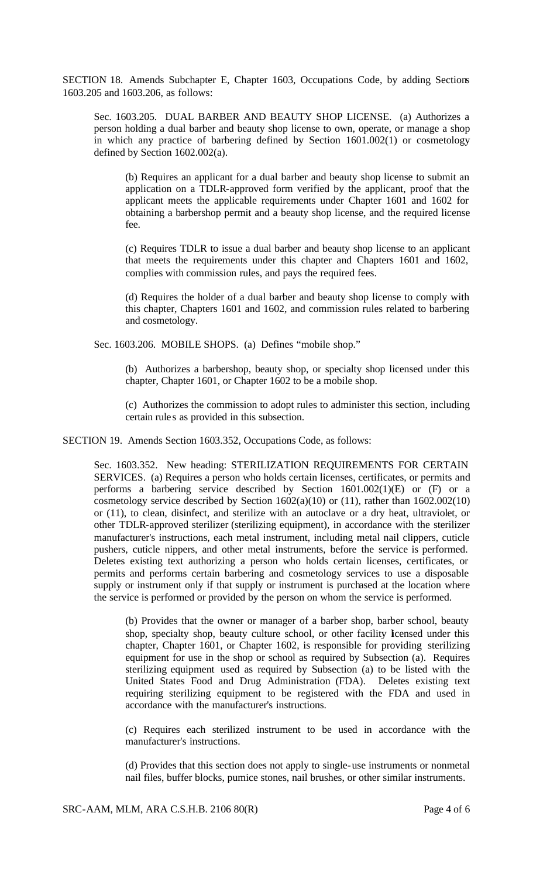SECTION 18. Amends Subchapter E, Chapter 1603, Occupations Code, by adding Sections 1603.205 and 1603.206, as follows:

Sec. 1603.205. DUAL BARBER AND BEAUTY SHOP LICENSE. (a) Authorizes a person holding a dual barber and beauty shop license to own, operate, or manage a shop in which any practice of barbering defined by Section 1601.002(1) or cosmetology defined by Section 1602.002(a).

(b) Requires an applicant for a dual barber and beauty shop license to submit an application on a TDLR-approved form verified by the applicant, proof that the applicant meets the applicable requirements under Chapter 1601 and 1602 for obtaining a barbershop permit and a beauty shop license, and the required license fee.

(c) Requires TDLR to issue a dual barber and beauty shop license to an applicant that meets the requirements under this chapter and Chapters 1601 and 1602, complies with commission rules, and pays the required fees.

(d) Requires the holder of a dual barber and beauty shop license to comply with this chapter, Chapters 1601 and 1602, and commission rules related to barbering and cosmetology.

Sec. 1603.206. MOBILE SHOPS. (a) Defines "mobile shop."

(b) Authorizes a barbershop, beauty shop, or specialty shop licensed under this chapter, Chapter 1601, or Chapter 1602 to be a mobile shop.

(c) Authorizes the commission to adopt rules to administer this section, including certain rules as provided in this subsection.

SECTION 19. Amends Section 1603.352, Occupations Code, as follows:

Sec. 1603.352. New heading: STERILIZATION REQUIREMENTS FOR CERTAIN SERVICES. (a) Requires a person who holds certain licenses, certificates, or permits and performs a barbering service described by Section 1601.002(1)(E) or (F) or a cosmetology service described by Section 1602(a)(10) or (11), rather than 1602.002(10) or (11), to clean, disinfect, and sterilize with an autoclave or a dry heat, ultraviolet, or other TDLR-approved sterilizer (sterilizing equipment), in accordance with the sterilizer manufacturer's instructions, each metal instrument, including metal nail clippers, cuticle pushers, cuticle nippers, and other metal instruments, before the service is performed. Deletes existing text authorizing a person who holds certain licenses, certificates, or permits and performs certain barbering and cosmetology services to use a disposable supply or instrument only if that supply or instrument is purchased at the location where the service is performed or provided by the person on whom the service is performed.

(b) Provides that the owner or manager of a barber shop, barber school, beauty shop, specialty shop, beauty culture school, or other facility licensed under this chapter, Chapter 1601, or Chapter 1602, is responsible for providing sterilizing equipment for use in the shop or school as required by Subsection (a). Requires sterilizing equipment used as required by Subsection (a) to be listed with the United States Food and Drug Administration (FDA). Deletes existing text requiring sterilizing equipment to be registered with the FDA and used in accordance with the manufacturer's instructions.

(c) Requires each sterilized instrument to be used in accordance with the manufacturer's instructions.

(d) Provides that this section does not apply to single-use instruments or nonmetal nail files, buffer blocks, pumice stones, nail brushes, or other similar instruments.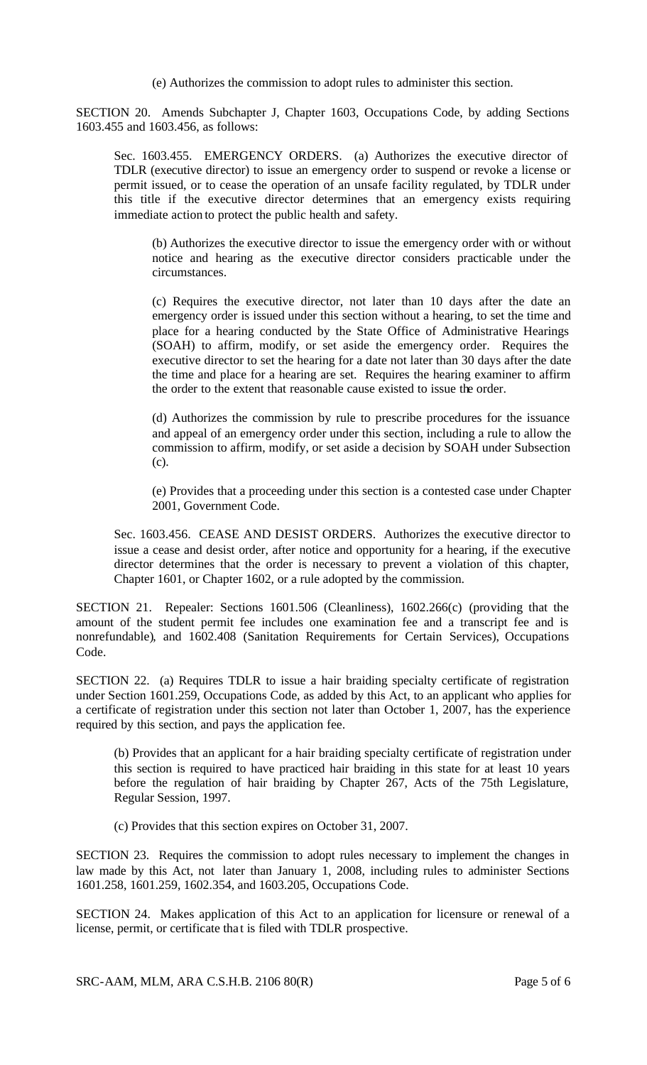(e) Authorizes the commission to adopt rules to administer this section.

SECTION 20. Amends Subchapter J, Chapter 1603, Occupations Code, by adding Sections 1603.455 and 1603.456, as follows:

Sec. 1603.455. EMERGENCY ORDERS. (a) Authorizes the executive director of TDLR (executive director) to issue an emergency order to suspend or revoke a license or permit issued, or to cease the operation of an unsafe facility regulated, by TDLR under this title if the executive director determines that an emergency exists requiring immediate action to protect the public health and safety.

(b) Authorizes the executive director to issue the emergency order with or without notice and hearing as the executive director considers practicable under the circumstances.

(c) Requires the executive director, not later than 10 days after the date an emergency order is issued under this section without a hearing, to set the time and place for a hearing conducted by the State Office of Administrative Hearings (SOAH) to affirm, modify, or set aside the emergency order. Requires the executive director to set the hearing for a date not later than 30 days after the date the time and place for a hearing are set. Requires the hearing examiner to affirm the order to the extent that reasonable cause existed to issue the order.

(d) Authorizes the commission by rule to prescribe procedures for the issuance and appeal of an emergency order under this section, including a rule to allow the commission to affirm, modify, or set aside a decision by SOAH under Subsection (c).

(e) Provides that a proceeding under this section is a contested case under Chapter 2001, Government Code.

Sec. 1603.456. CEASE AND DESIST ORDERS. Authorizes the executive director to issue a cease and desist order, after notice and opportunity for a hearing, if the executive director determines that the order is necessary to prevent a violation of this chapter, Chapter 1601, or Chapter 1602, or a rule adopted by the commission.

SECTION 21. Repealer: Sections 1601.506 (Cleanliness), 1602.266(c) (providing that the amount of the student permit fee includes one examination fee and a transcript fee and is nonrefundable), and 1602.408 (Sanitation Requirements for Certain Services), Occupations Code.

SECTION 22. (a) Requires TDLR to issue a hair braiding specialty certificate of registration under Section 1601.259, Occupations Code, as added by this Act, to an applicant who applies for a certificate of registration under this section not later than October 1, 2007, has the experience required by this section, and pays the application fee.

(b) Provides that an applicant for a hair braiding specialty certificate of registration under this section is required to have practiced hair braiding in this state for at least 10 years before the regulation of hair braiding by Chapter 267, Acts of the 75th Legislature, Regular Session, 1997.

(c) Provides that this section expires on October 31, 2007.

SECTION 23. Requires the commission to adopt rules necessary to implement the changes in law made by this Act, not later than January 1, 2008, including rules to administer Sections 1601.258, 1601.259, 1602.354, and 1603.205, Occupations Code.

SECTION 24. Makes application of this Act to an application for licensure or renewal of a license, permit, or certificate that is filed with TDLR prospective.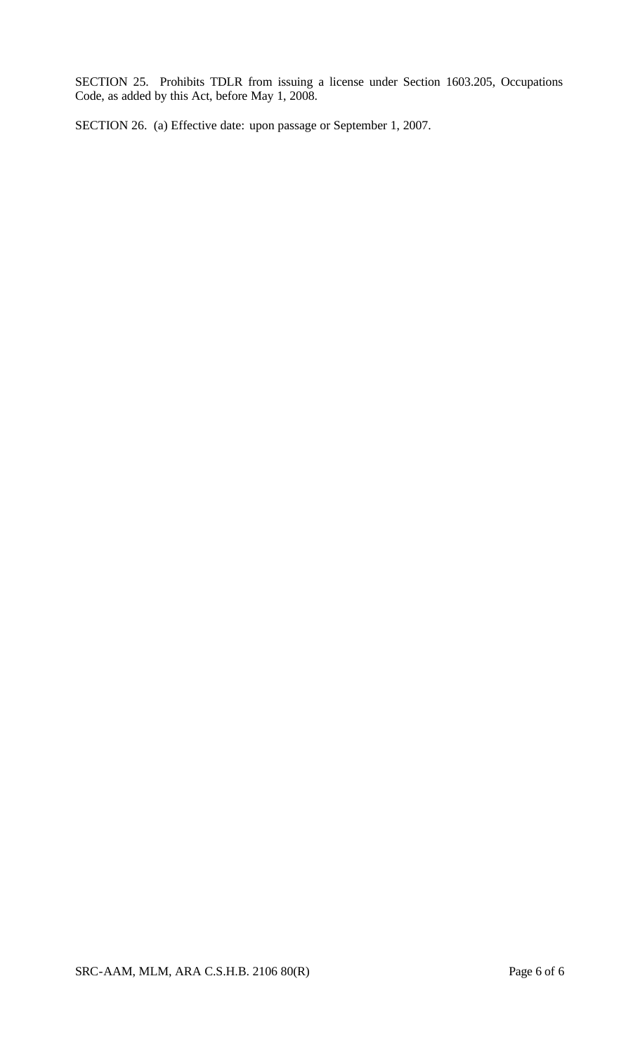SECTION 25. Prohibits TDLR from issuing a license under Section 1603.205, Occupations Code, as added by this Act, before May 1, 2008.

SECTION 26. (a) Effective date: upon passage or September 1, 2007.